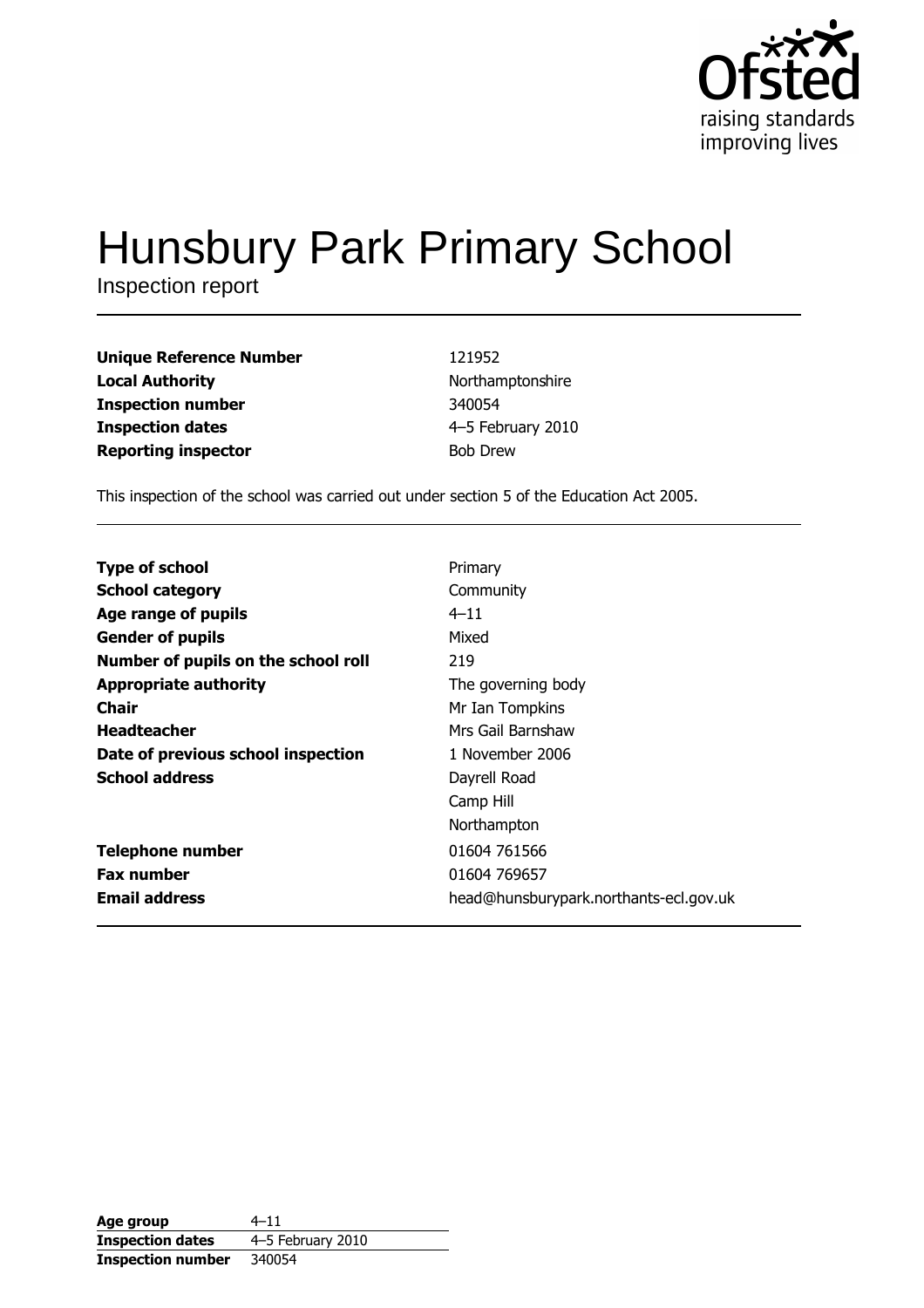Ofsted
raising standards
improving lives

# Hunsbury Park Primary School

Inspection report

| | |
|---|---|
| **Unique Reference Number** | 121952 |
| **Local Authority** | Northamptonshire |
| **Inspection number** | 340054 |
| **Inspection dates** | 4–5 February 2010 |
| **Reporting inspector** | Bob Drew |

This inspection of the school was carried out under section 5 of the Education Act 2005.

| | |
|---|---|
| **Type of school** | Primary |
| **School category** | Community |
| **Age range of pupils** | 4–11 |
| **Gender of pupils** | Mixed |
| **Number of pupils on the school roll** | 219 |
| **Appropriate authority** | The governing body |
| **Chair** | Mr Ian Tompkins |
| **Headteacher** | Mrs Gail Barnshaw |
| **Date of previous school inspection** | 1 November 2006 |
| **School address** | Dayrell Road<br>Camp Hill<br>Northampton |
| **Telephone number** | 01604 761566 |
| **Fax number** | 01604 769657 |
| **Email address** | head@hunsburypark.northants-ecl.gov.uk |

| | |
|---|---|
| **Age group** | 4–11 |
| **Inspection dates** | 4–5 February 2010 |
| **Inspection number** | 340054 |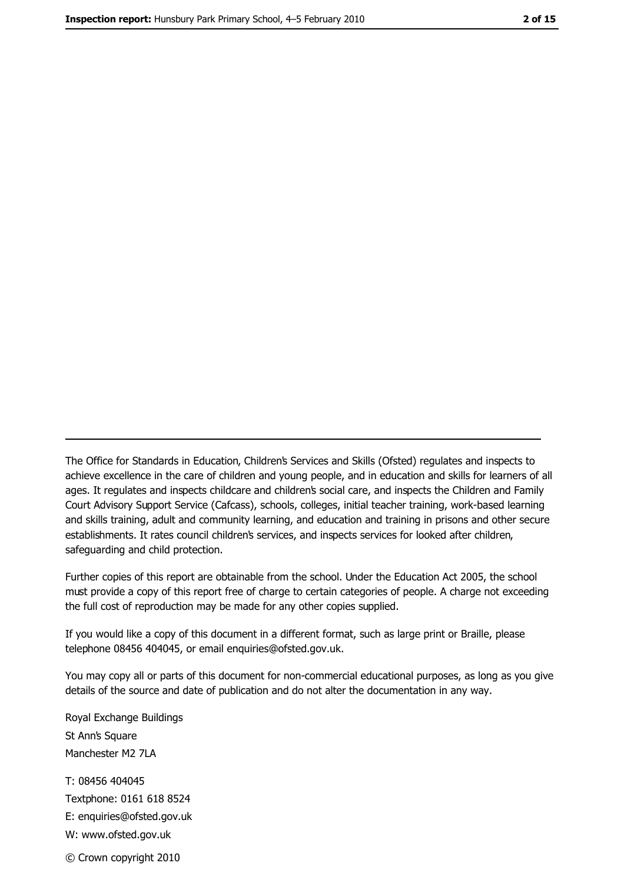The Office for Standards in Education, Children's Services and Skills (Ofsted) regulates and inspects to achieve excellence in the care of children and young people, and in education and skills for learners of all ages. It regulates and inspects childcare and children's social care, and inspects the Children and Family Court Advisory Support Service (Cafcass), schools, colleges, initial teacher training, work-based learning and skills training, adult and community learning, and education and training in prisons and other secure establishments. It rates council children's services, and inspects services for looked after children, safeguarding and child protection.

Further copies of this report are obtainable from the school. Under the Education Act 2005, the school must provide a copy of this report free of charge to certain categories of people. A charge not exceeding the full cost of reproduction may be made for any other copies supplied.

If you would like a copy of this document in a different format, such as large print or Braille, please telephone 08456 404045, or email enquiries@ofsted.gov.uk.

You may copy all or parts of this document for non-commercial educational purposes, as long as you give details of the source and date of publication and do not alter the documentation in any way.

Royal Exchange Buildings
St Ann's Square
Manchester M2 7LA

T: 08456 404045
Textphone: 0161 618 8524
E: enquiries@ofsted.gov.uk
W: www.ofsted.gov.uk

© Crown copyright 2010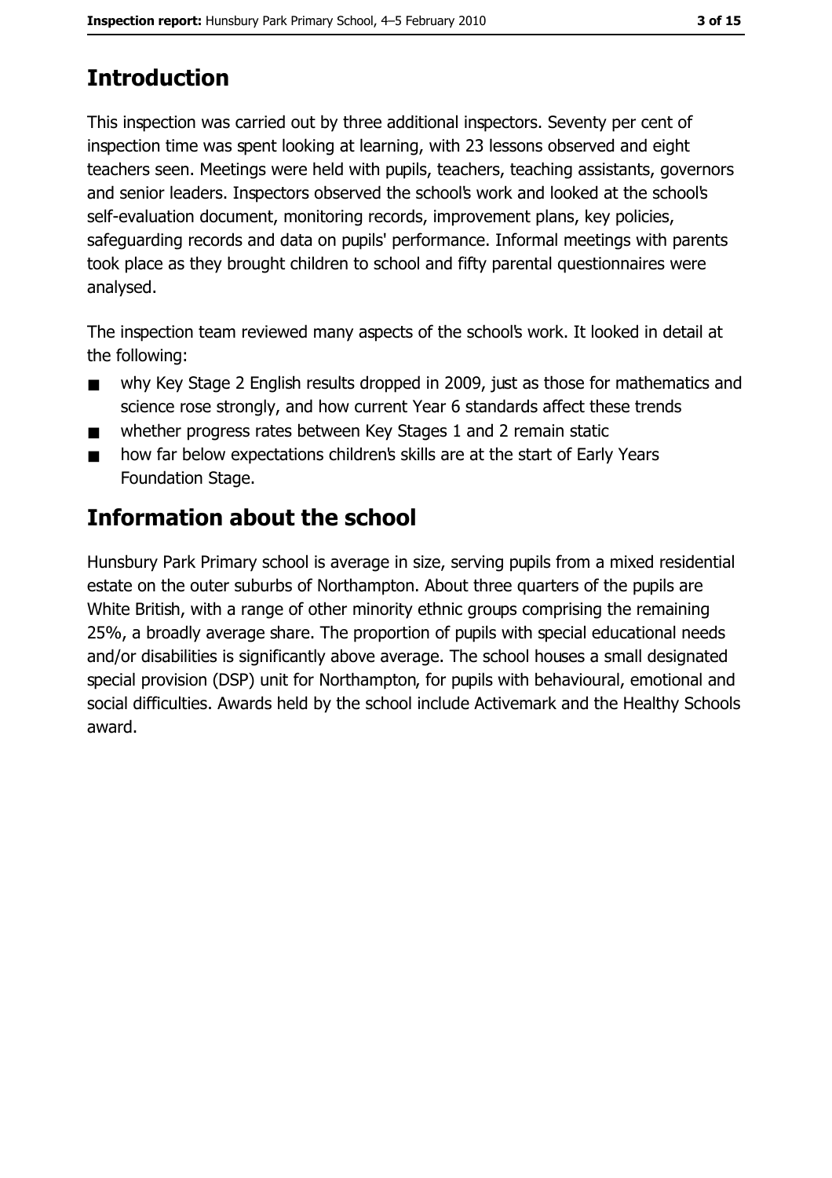## Introduction

This inspection was carried out by three additional inspectors. Seventy per cent of inspection time was spent looking at learning, with 23 lessons observed and eight teachers seen. Meetings were held with pupils, teachers, teaching assistants, governors and senior leaders. Inspectors observed the school's work and looked at the school's self-evaluation document, monitoring records, improvement plans, key policies, safeguarding records and data on pupils' performance. Informal meetings with parents took place as they brought children to school and fifty parental questionnaires were analysed.

The inspection team reviewed many aspects of the school's work. It looked in detail at the following:

- why Key Stage 2 English results dropped in 2009, just as those for mathematics and science rose strongly, and how current Year 6 standards affect these trends
- whether progress rates between Key Stages 1 and 2 remain static
- how far below expectations children's skills are at the start of Early Years Foundation Stage.

## Information about the school

Hunsbury Park Primary school is average in size, serving pupils from a mixed residential estate on the outer suburbs of Northampton. About three quarters of the pupils are White British, with a range of other minority ethnic groups comprising the remaining 25%, a broadly average share. The proportion of pupils with special educational needs and/or disabilities is significantly above average. The school houses a small designated special provision (DSP) unit for Northampton, for pupils with behavioural, emotional and social difficulties. Awards held by the school include Activemark and the Healthy Schools award.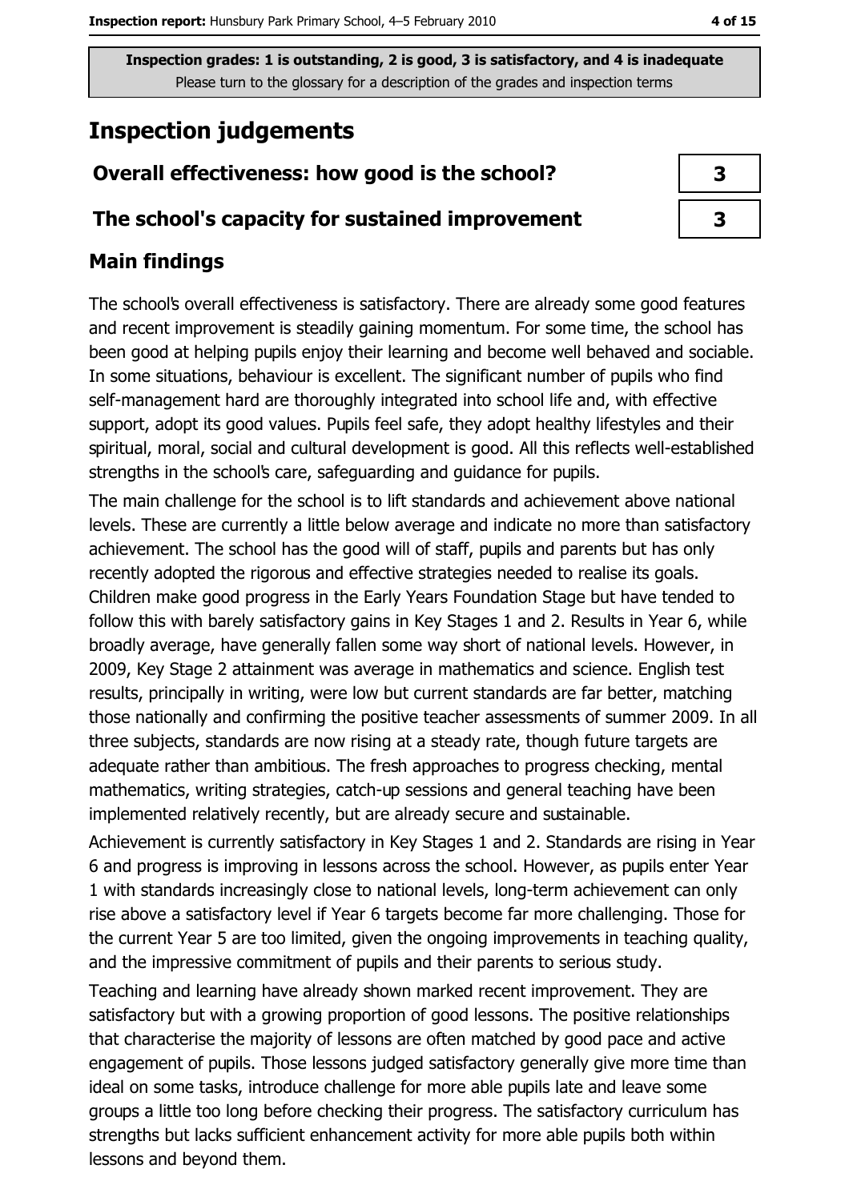Inspection grades: 1 is outstanding, 2 is good, 3 is satisfactory, and 4 is inadequate
Please turn to the glossary for a description of the grades and inspection terms

# Inspection judgements

| | |
|---|---|
| **Overall effectiveness: how good is the school?** | 3 |
| **The school's capacity for sustained improvement** | 3 |

## Main findings

The school's overall effectiveness is satisfactory. There are already some good features and recent improvement is steadily gaining momentum. For some time, the school has been good at helping pupils enjoy their learning and become well behaved and sociable. In some situations, behaviour is excellent. The significant number of pupils who find self-management hard are thoroughly integrated into school life and, with effective support, adopt its good values. Pupils feel safe, they adopt healthy lifestyles and their spiritual, moral, social and cultural development is good. All this reflects well-established strengths in the school's care, safeguarding and guidance for pupils.

The main challenge for the school is to lift standards and achievement above national levels. These are currently a little below average and indicate no more than satisfactory achievement. The school has the good will of staff, pupils and parents but has only recently adopted the rigorous and effective strategies needed to realise its goals. Children make good progress in the Early Years Foundation Stage but have tended to follow this with barely satisfactory gains in Key Stages 1 and 2. Results in Year 6, while broadly average, have generally fallen some way short of national levels. However, in 2009, Key Stage 2 attainment was average in mathematics and science. English test results, principally in writing, were low but current standards are far better, matching those nationally and confirming the positive teacher assessments of summer 2009. In all three subjects, standards are now rising at a steady rate, though future targets are adequate rather than ambitious. The fresh approaches to progress checking, mental mathematics, writing strategies, catch-up sessions and general teaching have been implemented relatively recently, but are already secure and sustainable.

Achievement is currently satisfactory in Key Stages 1 and 2. Standards are rising in Year 6 and progress is improving in lessons across the school. However, as pupils enter Year 1 with standards increasingly close to national levels, long-term achievement can only rise above a satisfactory level if Year 6 targets become far more challenging. Those for the current Year 5 are too limited, given the ongoing improvements in teaching quality, and the impressive commitment of pupils and their parents to serious study.

Teaching and learning have already shown marked recent improvement. They are satisfactory but with a growing proportion of good lessons. The positive relationships that characterise the majority of lessons are often matched by good pace and active engagement of pupils. Those lessons judged satisfactory generally give more time than ideal on some tasks, introduce challenge for more able pupils late and leave some groups a little too long before checking their progress. The satisfactory curriculum has strengths but lacks sufficient enhancement activity for more able pupils both within lessons and beyond them.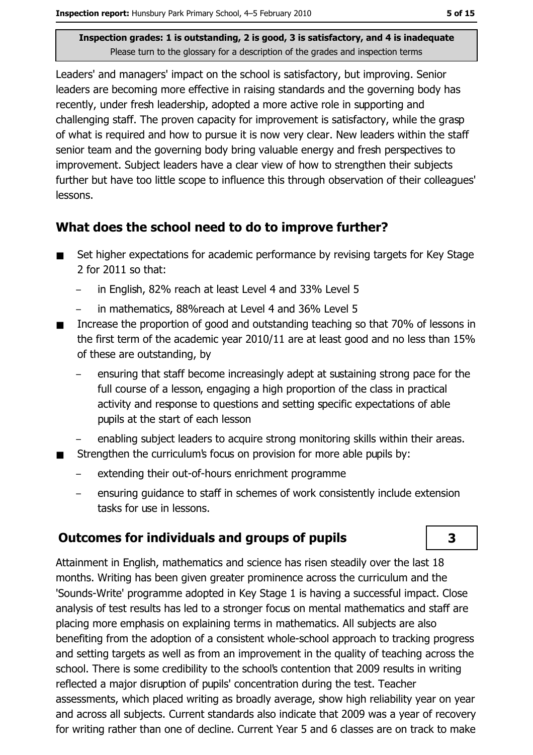Leaders' and managers' impact on the school is satisfactory, but improving. Senior leaders are becoming more effective in raising standards and the governing body has recently, under fresh leadership, adopted a more active role in supporting and challenging staff. The proven capacity for improvement is satisfactory, while the grasp of what is required and how to pursue it is now very clear. New leaders within the staff senior team and the governing body bring valuable energy and fresh perspectives to improvement. Subject leaders have a clear view of how to strengthen their subjects further but have too little scope to influence this through observation of their colleagues' lessons.

## What does the school need to do to improve further?

- Set higher expectations for academic performance by revising targets for Key Stage 2 for 2011 so that:
  - in English, 82% reach at least Level 4 and 33% Level 5
  - in mathematics, 88%reach at Level 4 and 36% Level 5
- Increase the proportion of good and outstanding teaching so that 70% of lessons in the first term of the academic year 2010/11 are at least good and no less than 15% of these are outstanding, by
  - ensuring that staff become increasingly adept at sustaining strong pace for the full course of a lesson, engaging a high proportion of the class in practical activity and response to questions and setting specific expectations of able pupils at the start of each lesson
  - enabling subject leaders to acquire strong monitoring skills within their areas.
- Strengthen the curriculum's focus on provision for more able pupils by:
  - extending their out-of-hours enrichment programme
  - ensuring guidance to staff in schemes of work consistently include extension tasks for use in lessons.

## Outcomes for individuals and groups of pupils — 3

Attainment in English, mathematics and science has risen steadily over the last 18 months. Writing has been given greater prominence across the curriculum and the 'Sounds-Write' programme adopted in Key Stage 1 is having a successful impact. Close analysis of test results has led to a stronger focus on mental mathematics and staff are placing more emphasis on explaining terms in mathematics. All subjects are also benefiting from the adoption of a consistent whole-school approach to tracking progress and setting targets as well as from an improvement in the quality of teaching across the school. There is some credibility to the school's contention that 2009 results in writing reflected a major disruption of pupils' concentration during the test. Teacher assessments, which placed writing as broadly average, show high reliability year on year and across all subjects. Current standards also indicate that 2009 was a year of recovery for writing rather than one of decline. Current Year 5 and 6 classes are on track to make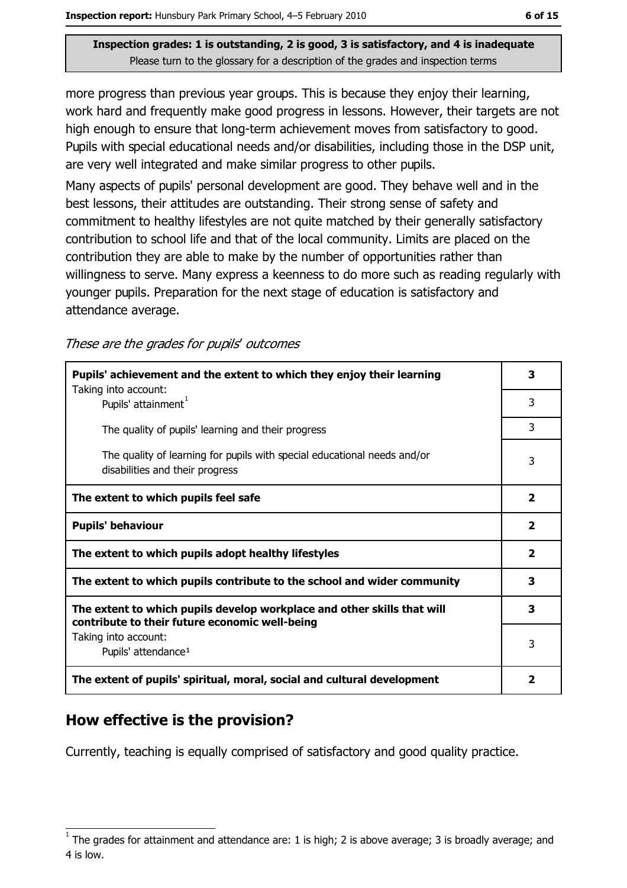Inspection grades: 1 is outstanding, 2 is good, 3 is satisfactory, and 4 is inadequate
Please turn to the glossary for a description of the grades and inspection terms

more progress than previous year groups. This is because they enjoy their learning, work hard and frequently make good progress in lessons. However, their targets are not high enough to ensure that long-term achievement moves from satisfactory to good. Pupils with special educational needs and/or disabilities, including those in the DSP unit, are very well integrated and make similar progress to other pupils.

Many aspects of pupils' personal development are good. They behave well and in the best lessons, their attitudes are outstanding. Their strong sense of safety and commitment to healthy lifestyles are not quite matched by their generally satisfactory contribution to school life and that of the local community. Limits are placed on the contribution they are able to make by the number of opportunities rather than willingness to serve. Many express a keenness to do more such as reading regularly with younger pupils. Preparation for the next stage of education is satisfactory and attendance average.

*These are the grades for pupils' outcomes*

| | |
|---|---|
| **Pupils' achievement and the extent to which they enjoy their learning** | **3** |
| Taking into account: Pupils' attainment[1] | 3 |
| The quality of pupils' learning and their progress | 3 |
| The quality of learning for pupils with special educational needs and/or disabilities and their progress | 3 |
| **The extent to which pupils feel safe** | **2** |
| **Pupils' behaviour** | **2** |
| **The extent to which pupils adopt healthy lifestyles** | **2** |
| **The extent to which pupils contribute to the school and wider community** | **3** |
| **The extent to which pupils develop workplace and other skills that will contribute to their future economic well-being** | **3** |
| Taking into account: Pupils' attendance[1] | 3 |
| **The extent of pupils' spiritual, moral, social and cultural development** | **2** |

## How effective is the provision?

Currently, teaching is equally comprised of satisfactory and good quality practice.

[1] The grades for attainment and attendance are: 1 is high; 2 is above average; 3 is broadly average; and 4 is low.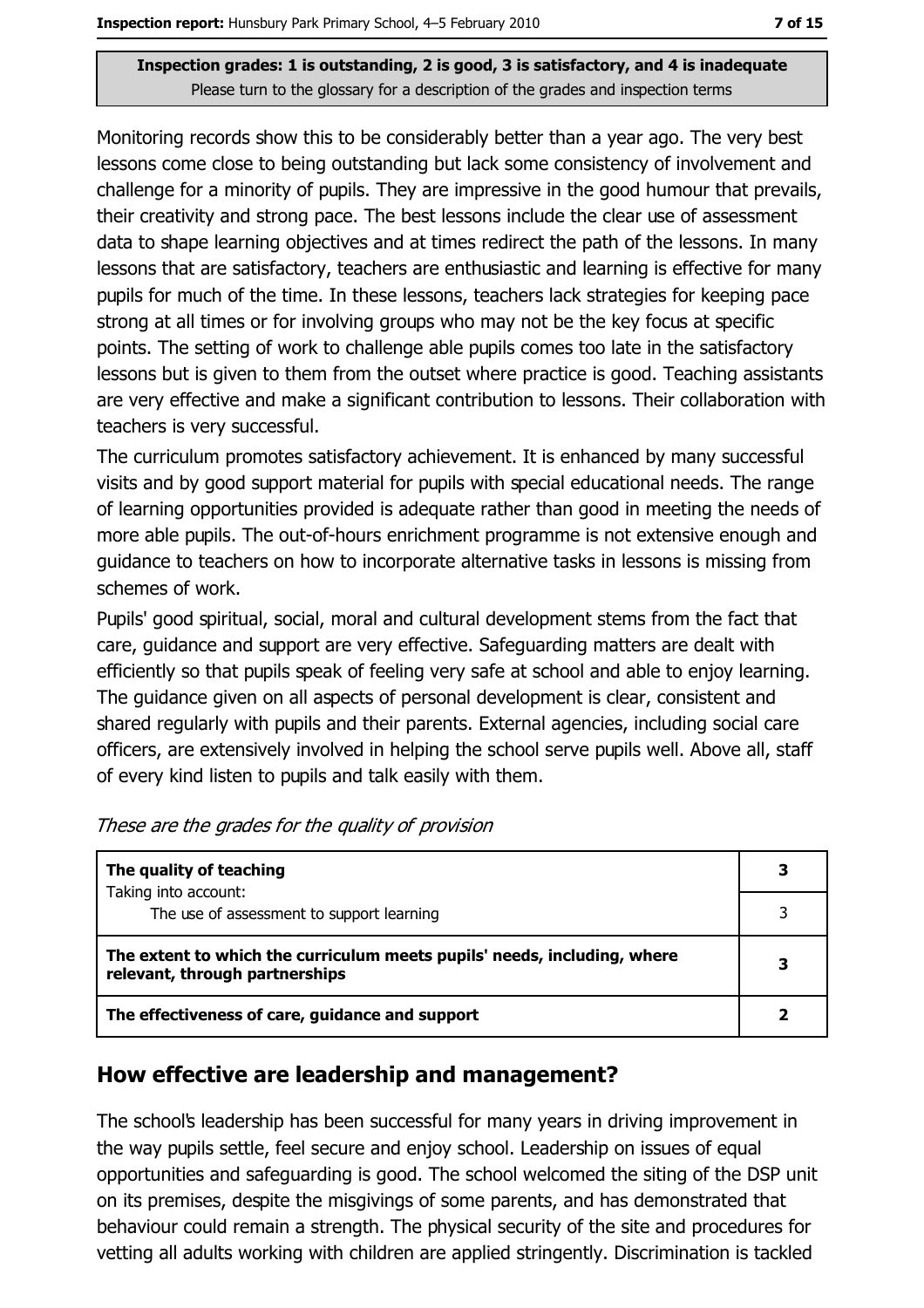**Inspection grades: 1 is outstanding, 2 is good, 3 is satisfactory, and 4 is inadequate**
Please turn to the glossary for a description of the grades and inspection terms

Monitoring records show this to be considerably better than a year ago. The very best lessons come close to being outstanding but lack some consistency of involvement and challenge for a minority of pupils. They are impressive in the good humour that prevails, their creativity and strong pace. The best lessons include the clear use of assessment data to shape learning objectives and at times redirect the path of the lessons. In many lessons that are satisfactory, teachers are enthusiastic and learning is effective for many pupils for much of the time. In these lessons, teachers lack strategies for keeping pace strong at all times or for involving groups who may not be the key focus at specific points. The setting of work to challenge able pupils comes too late in the satisfactory lessons but is given to them from the outset where practice is good. Teaching assistants are very effective and make a significant contribution to lessons. Their collaboration with teachers is very successful.

The curriculum promotes satisfactory achievement. It is enhanced by many successful visits and by good support material for pupils with special educational needs. The range of learning opportunities provided is adequate rather than good in meeting the needs of more able pupils. The out-of-hours enrichment programme is not extensive enough and guidance to teachers on how to incorporate alternative tasks in lessons is missing from schemes of work.

Pupils' good spiritual, social, moral and cultural development stems from the fact that care, guidance and support are very effective. Safeguarding matters are dealt with efficiently so that pupils speak of feeling very safe at school and able to enjoy learning. The guidance given on all aspects of personal development is clear, consistent and shared regularly with pupils and their parents. External agencies, including social care officers, are extensively involved in helping the school serve pupils well. Above all, staff of every kind listen to pupils and talk easily with them.

*These are the grades for the quality of provision*

| | |
|---|---|
| **The quality of teaching**<br>Taking into account: | **3** |
| The use of assessment to support learning | 3 |
| **The extent to which the curriculum meets pupils' needs, including, where relevant, through partnerships** | **3** |
| **The effectiveness of care, guidance and support** | **2** |

## How effective are leadership and management?

The school's leadership has been successful for many years in driving improvement in the way pupils settle, feel secure and enjoy school. Leadership on issues of equal opportunities and safeguarding is good. The school welcomed the siting of the DSP unit on its premises, despite the misgivings of some parents, and has demonstrated that behaviour could remain a strength. The physical security of the site and procedures for vetting all adults working with children are applied stringently. Discrimination is tackled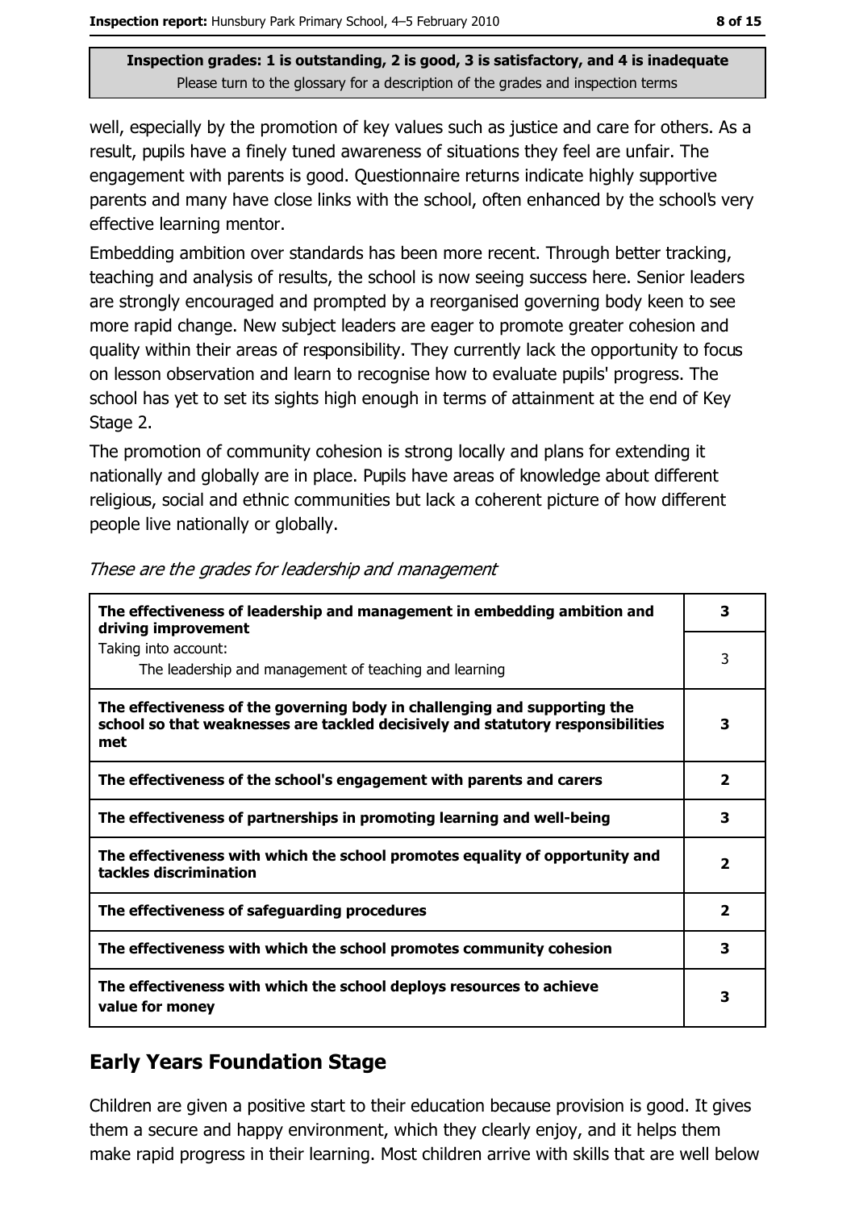**Inspection grades: 1 is outstanding, 2 is good, 3 is satisfactory, and 4 is inadequate**
Please turn to the glossary for a description of the grades and inspection terms

well, especially by the promotion of key values such as justice and care for others. As a result, pupils have a finely tuned awareness of situations they feel are unfair. The engagement with parents is good. Questionnaire returns indicate highly supportive parents and many have close links with the school, often enhanced by the school's very effective learning mentor.

Embedding ambition over standards has been more recent. Through better tracking, teaching and analysis of results, the school is now seeing success here. Senior leaders are strongly encouraged and prompted by a reorganised governing body keen to see more rapid change. New subject leaders are eager to promote greater cohesion and quality within their areas of responsibility. They currently lack the opportunity to focus on lesson observation and learn to recognise how to evaluate pupils' progress. The school has yet to set its sights high enough in terms of attainment at the end of Key Stage 2.

The promotion of community cohesion is strong locally and plans for extending it nationally and globally are in place. Pupils have areas of knowledge about different religious, social and ethnic communities but lack a coherent picture of how different people live nationally or globally.

*These are the grades for leadership and management*

| | |
|---|---|
| **The effectiveness of leadership and management in embedding ambition and driving improvement** | **3** |
| Taking into account: The leadership and management of teaching and learning | 3 |
| **The effectiveness of the governing body in challenging and supporting the school so that weaknesses are tackled decisively and statutory responsibilities met** | **3** |
| **The effectiveness of the school's engagement with parents and carers** | **2** |
| **The effectiveness of partnerships in promoting learning and well-being** | **3** |
| **The effectiveness with which the school promotes equality of opportunity and tackles discrimination** | **2** |
| **The effectiveness of safeguarding procedures** | **2** |
| **The effectiveness with which the school promotes community cohesion** | **3** |
| **The effectiveness with which the school deploys resources to achieve value for money** | **3** |

## Early Years Foundation Stage

Children are given a positive start to their education because provision is good. It gives them a secure and happy environment, which they clearly enjoy, and it helps them make rapid progress in their learning. Most children arrive with skills that are well below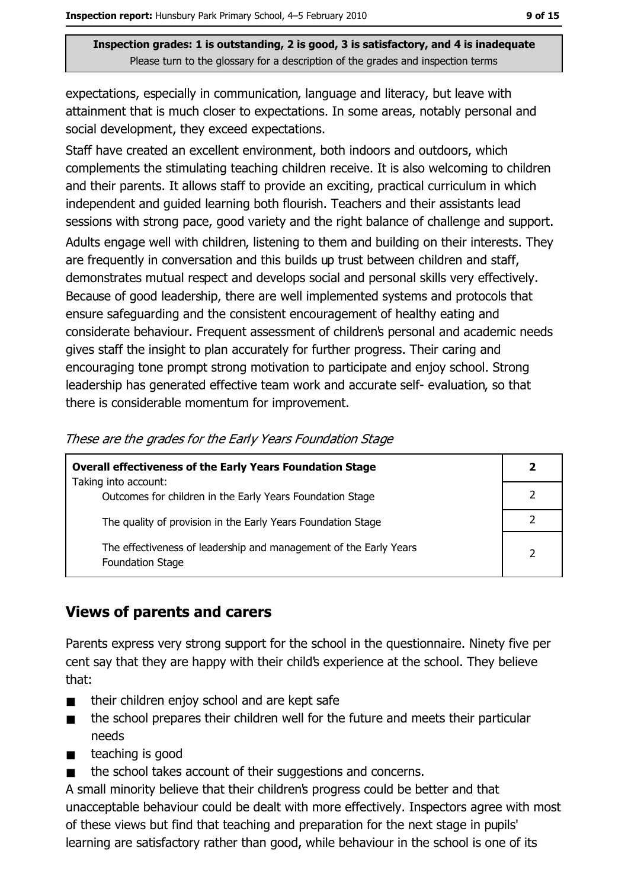expectations, especially in communication, language and literacy, but leave with attainment that is much closer to expectations. In some areas, notably personal and social development, they exceed expectations.

Staff have created an excellent environment, both indoors and outdoors, which complements the stimulating teaching children receive. It is also welcoming to children and their parents. It allows staff to provide an exciting, practical curriculum in which independent and guided learning both flourish. Teachers and their assistants lead sessions with strong pace, good variety and the right balance of challenge and support. Adults engage well with children, listening to them and building on their interests. They are frequently in conversation and this builds up trust between children and staff, demonstrates mutual respect and develops social and personal skills very effectively. Because of good leadership, there are well implemented systems and protocols that ensure safeguarding and the consistent encouragement of healthy eating and considerate behaviour. Frequent assessment of children's personal and academic needs gives staff the insight to plan accurately for further progress. Their caring and encouraging tone prompt strong motivation to participate and enjoy school. Strong leadership has generated effective team work and accurate self- evaluation, so that there is considerable momentum for improvement.

*These are the grades for the Early Years Foundation Stage*

| **Overall effectiveness of the Early Years Foundation Stage** Taking into account: | **2** |
|---|---|
| Outcomes for children in the Early Years Foundation Stage | 2 |
| The quality of provision in the Early Years Foundation Stage | 2 |
| The effectiveness of leadership and management of the Early Years Foundation Stage | 2 |

## Views of parents and carers

Parents express very strong support for the school in the questionnaire. Ninety five per cent say that they are happy with their child's experience at the school. They believe that:

- their children enjoy school and are kept safe
- the school prepares their children well for the future and meets their particular needs
- teaching is good
- the school takes account of their suggestions and concerns.

A small minority believe that their children's progress could be better and that unacceptable behaviour could be dealt with more effectively. Inspectors agree with most of these views but find that teaching and preparation for the next stage in pupils' learning are satisfactory rather than good, while behaviour in the school is one of its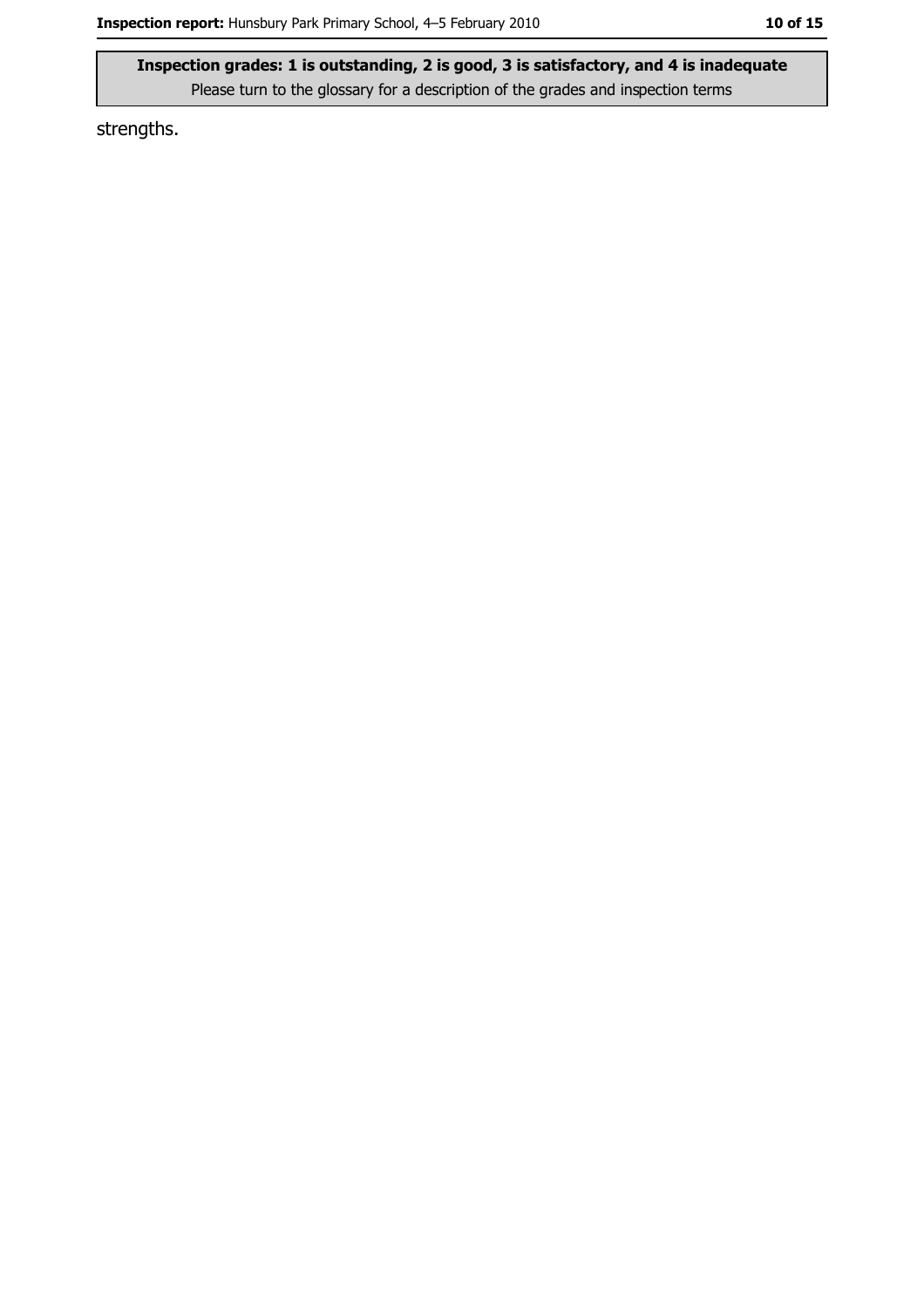strengths.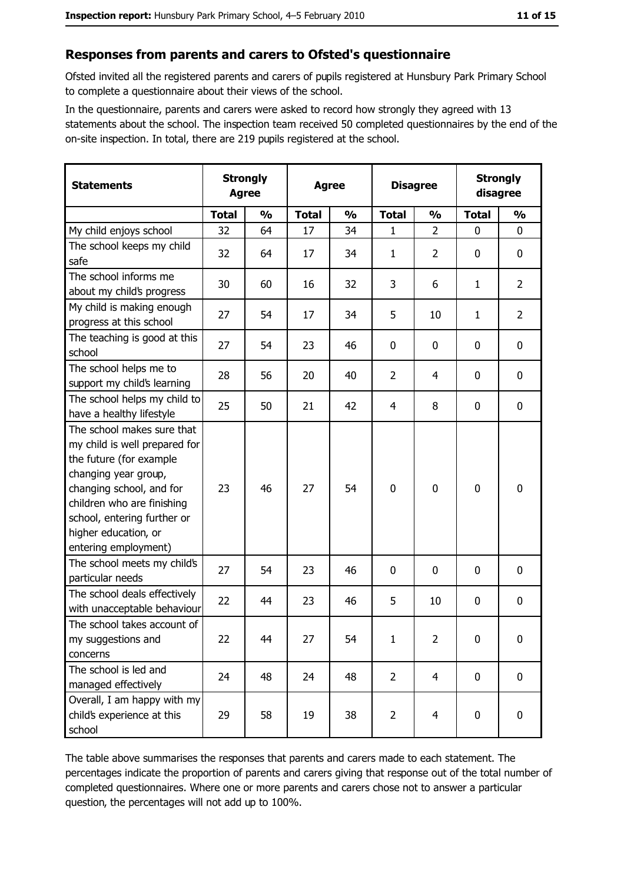## Responses from parents and carers to Ofsted's questionnaire

Ofsted invited all the registered parents and carers of pupils registered at Hunsbury Park Primary School to complete a questionnaire about their views of the school.

In the questionnaire, parents and carers were asked to record how strongly they agreed with 13 statements about the school. The inspection team received 50 completed questionnaires by the end of the on-site inspection. In total, there are 219 pupils registered at the school.

| Statements | Strongly Agree | | Agree | | Disagree | | Strongly disagree | |
|---|---|---|---|---|---|---|---|---|
| | **Total** | **%** | **Total** | **%** | **Total** | **%** | **Total** | **%** |
| My child enjoys school | 32 | 64 | 17 | 34 | 1 | 2 | 0 | 0 |
| The school keeps my child safe | 32 | 64 | 17 | 34 | 1 | 2 | 0 | 0 |
| The school informs me about my child's progress | 30 | 60 | 16 | 32 | 3 | 6 | 1 | 2 |
| My child is making enough progress at this school | 27 | 54 | 17 | 34 | 5 | 10 | 1 | 2 |
| The teaching is good at this school | 27 | 54 | 23 | 46 | 0 | 0 | 0 | 0 |
| The school helps me to support my child's learning | 28 | 56 | 20 | 40 | 2 | 4 | 0 | 0 |
| The school helps my child to have a healthy lifestyle | 25 | 50 | 21 | 42 | 4 | 8 | 0 | 0 |
| The school makes sure that my child is well prepared for the future (for example changing year group, changing school, and for children who are finishing school, entering further or higher education, or entering employment) | 23 | 46 | 27 | 54 | 0 | 0 | 0 | 0 |
| The school meets my child's particular needs | 27 | 54 | 23 | 46 | 0 | 0 | 0 | 0 |
| The school deals effectively with unacceptable behaviour | 22 | 44 | 23 | 46 | 5 | 10 | 0 | 0 |
| The school takes account of my suggestions and concerns | 22 | 44 | 27 | 54 | 1 | 2 | 0 | 0 |
| The school is led and managed effectively | 24 | 48 | 24 | 48 | 2 | 4 | 0 | 0 |
| Overall, I am happy with my child's experience at this school | 29 | 58 | 19 | 38 | 2 | 4 | 0 | 0 |

The table above summarises the responses that parents and carers made to each statement. The percentages indicate the proportion of parents and carers giving that response out of the total number of completed questionnaires. Where one or more parents and carers chose not to answer a particular question, the percentages will not add up to 100%.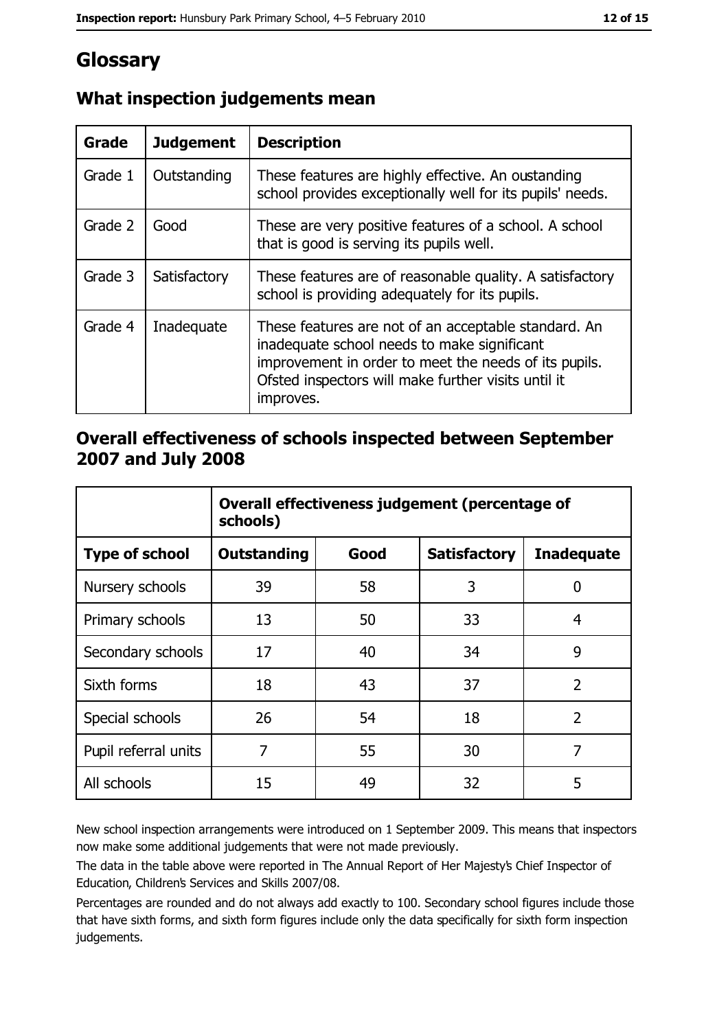# Glossary

## What inspection judgements mean

| Grade | Judgement | Description |
|---|---|---|
| Grade 1 | Outstanding | These features are highly effective. An oustanding school provides exceptionally well for its pupils' needs. |
| Grade 2 | Good | These are very positive features of a school. A school that is good is serving its pupils well. |
| Grade 3 | Satisfactory | These features are of reasonable quality. A satisfactory school is providing adequately for its pupils. |
| Grade 4 | Inadequate | These features are not of an acceptable standard. An inadequate school needs to make significant improvement in order to meet the needs of its pupils. Ofsted inspectors will make further visits until it improves. |

## Overall effectiveness of schools inspected between September 2007 and July 2008

| | Overall effectiveness judgement (percentage of schools) | | | |
|---|---|---|---|---|
| **Type of school** | **Outstanding** | **Good** | **Satisfactory** | **Inadequate** |
| Nursery schools | 39 | 58 | 3 | 0 |
| Primary schools | 13 | 50 | 33 | 4 |
| Secondary schools | 17 | 40 | 34 | 9 |
| Sixth forms | 18 | 43 | 37 | 2 |
| Special schools | 26 | 54 | 18 | 2 |
| Pupil referral units | 7 | 55 | 30 | 7 |
| All schools | 15 | 49 | 32 | 5 |

New school inspection arrangements were introduced on 1 September 2009. This means that inspectors now make some additional judgements that were not made previously.

The data in the table above were reported in The Annual Report of Her Majesty's Chief Inspector of Education, Children's Services and Skills 2007/08.

Percentages are rounded and do not always add exactly to 100. Secondary school figures include those that have sixth forms, and sixth form figures include only the data specifically for sixth form inspection judgements.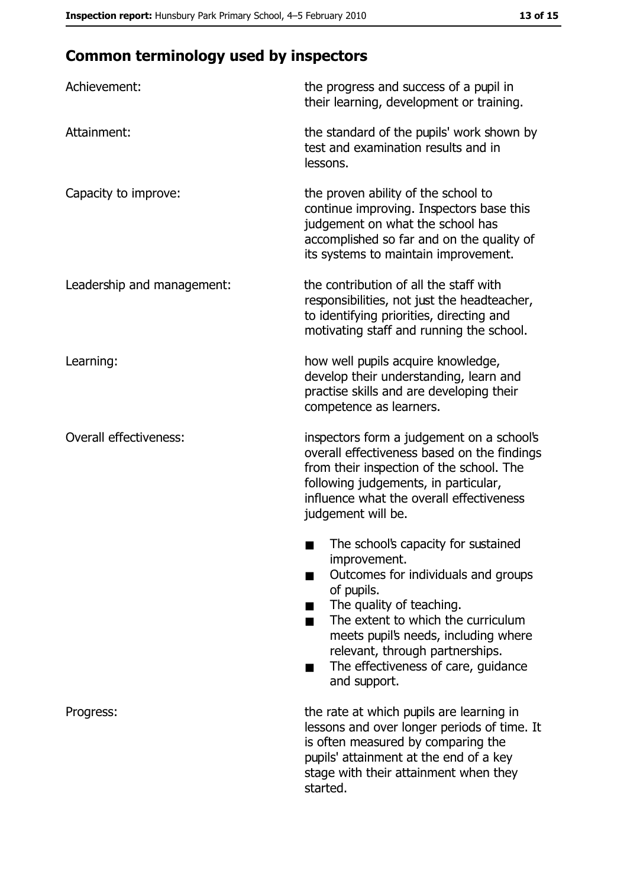## Common terminology used by inspectors

| | |
|---|---|
| Achievement: | the progress and success of a pupil in their learning, development or training. |
| Attainment: | the standard of the pupils' work shown by test and examination results and in lessons. |
| Capacity to improve: | the proven ability of the school to continue improving. Inspectors base this judgement on what the school has accomplished so far and on the quality of its systems to maintain improvement. |
| Leadership and management: | the contribution of all the staff with responsibilities, not just the headteacher, to identifying priorities, directing and motivating staff and running the school. |
| Learning: | how well pupils acquire knowledge, develop their understanding, learn and practise skills and are developing their competence as learners. |
| Overall effectiveness: | inspectors form a judgement on a school's overall effectiveness based on the findings from their inspection of the school. The following judgements, in particular, influence what the overall effectiveness judgement will be.<br>■ The school's capacity for sustained improvement.<br>■ Outcomes for individuals and groups of pupils.<br>■ The quality of teaching.<br>■ The extent to which the curriculum meets pupil's needs, including where relevant, through partnerships.<br>■ The effectiveness of care, guidance and support. |
| Progress: | the rate at which pupils are learning in lessons and over longer periods of time. It is often measured by comparing the pupils' attainment at the end of a key stage with their attainment when they started. |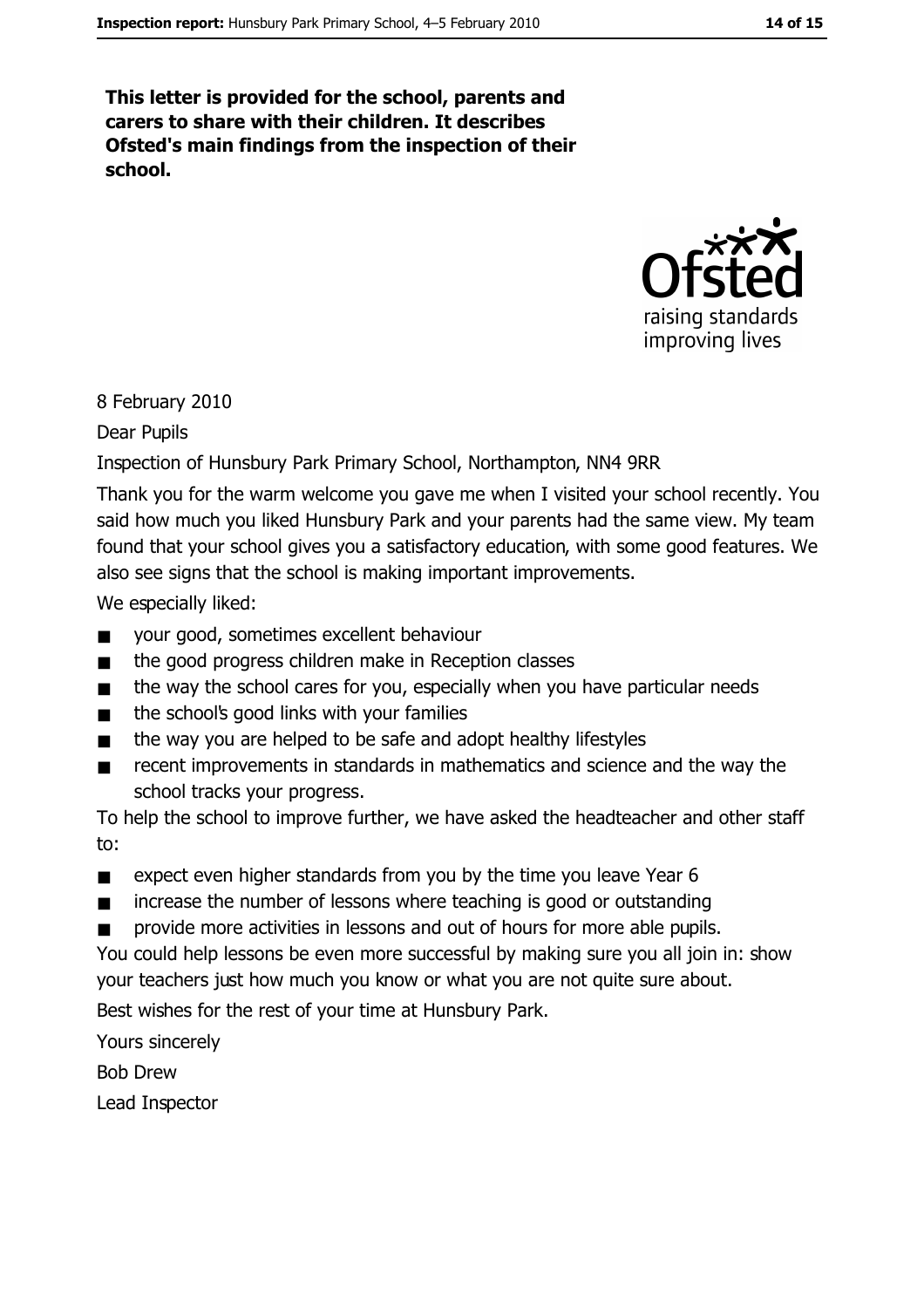**This letter is provided for the school, parents and carers to share with their children. It describes Ofsted's main findings from the inspection of their school.**

8 February 2010

Dear Pupils

Inspection of Hunsbury Park Primary School, Northampton, NN4 9RR

Thank you for the warm welcome you gave me when I visited your school recently. You said how much you liked Hunsbury Park and your parents had the same view. My team found that your school gives you a satisfactory education, with some good features. We also see signs that the school is making important improvements.

We especially liked:

- your good, sometimes excellent behaviour
- the good progress children make in Reception classes
- the way the school cares for you, especially when you have particular needs
- the school's good links with your families
- the way you are helped to be safe and adopt healthy lifestyles
- recent improvements in standards in mathematics and science and the way the school tracks your progress.

To help the school to improve further, we have asked the headteacher and other staff to:

- expect even higher standards from you by the time you leave Year 6
- increase the number of lessons where teaching is good or outstanding
- provide more activities in lessons and out of hours for more able pupils.

You could help lessons be even more successful by making sure you all join in: show your teachers just how much you know or what you are not quite sure about.

Best wishes for the rest of your time at Hunsbury Park.

Yours sincerely

Bob Drew

Lead Inspector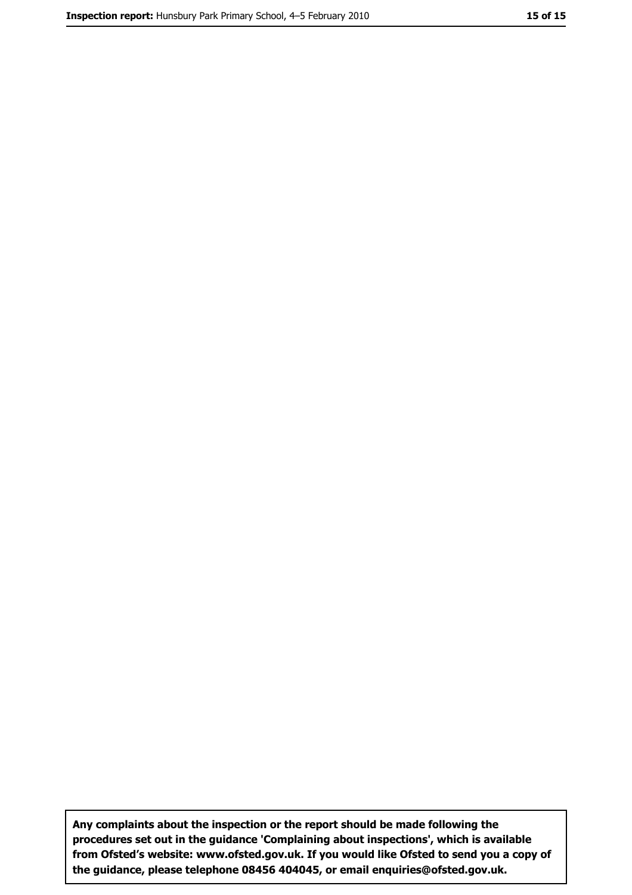**Any complaints about the inspection or the report should be made following the procedures set out in the guidance 'Complaining about inspections', which is available from Ofsted's website: www.ofsted.gov.uk. If you would like Ofsted to send you a copy of the guidance, please telephone 08456 404045, or email enquiries@ofsted.gov.uk.**